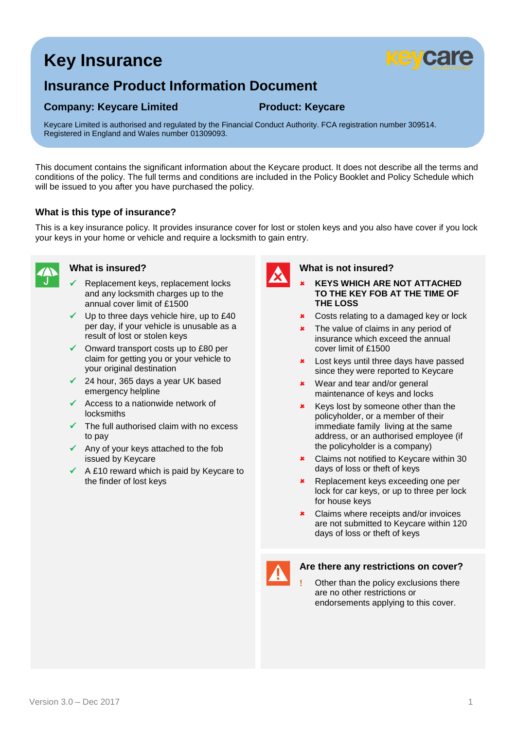# Key Insurance

## Insurance Product Information Document

**Company: Keycare Limited** **Product: Keycare**

Keycare Limited is authorised and regulated by the Financial Conduct Authority. FCA registration number 309514. Registered in England and Wales number 01309093.

This document contains the significant information about the Keycare product. It does not describe all the terms and conditions of the policy. The full terms and conditions are included in the Policy Booklet and Policy Schedule which will be issued to you after you have purchased the policy.

### What is this type of insurance?

This is a key insurance policy. It provides insurance cover for lost or stolen keys and you also have cover if you lock your keys in your home or vehicle and require a locksmith to gain entry.

### What is insured?

- ✓ Replacement keys, replacement locks and any locksmith charges up to the annual cover limit of £1500
- ✓ Up to three days vehicle hire, up to £40 per day, if your vehicle is unusable as a result of lost or stolen keys
- ✓ Onward transport costs up to £80 per claim for getting you or your vehicle to your original destination
- ✓ 24 hour, 365 days a year UK based emergency helpline
- ✓ Access to a nationwide network of locksmiths
- ✓ The full authorised claim with no excess to pay
- ✓ Any of your keys attached to the fob issued by Keycare
- ✓ A £10 reward which is paid by Keycare to the finder of lost keys

### What is not insured?

- ✗ **KEYS WHICH ARE NOT ATTACHED TO THE KEY FOB AT THE TIME OF THE LOSS**
- ✗ Costs relating to a damaged key or lock
- ✗ The value of claims in any period of insurance which exceed the annual cover limit of £1500
- ✗ Lost keys until three days have passed since they were reported to Keycare
- ✗ Wear and tear and/or general maintenance of keys and locks
- ✗ Keys lost by someone other than the policyholder, or a member of their immediate family living at the same address, or an authorised employee (if the policyholder is a company)
- ✗ Claims not notified to Keycare within 30 days of loss or theft of keys
- ✗ Replacement keys exceeding one per lock for car keys, or up to three per lock for house keys
- ✗ Claims where receipts and/or invoices are not submitted to Keycare within 120 days of loss or theft of keys

### Are there any restrictions on cover?

- ! Other than the policy exclusions there are no other restrictions or endorsements applying to this cover.

Version 3.0 – Dec 2017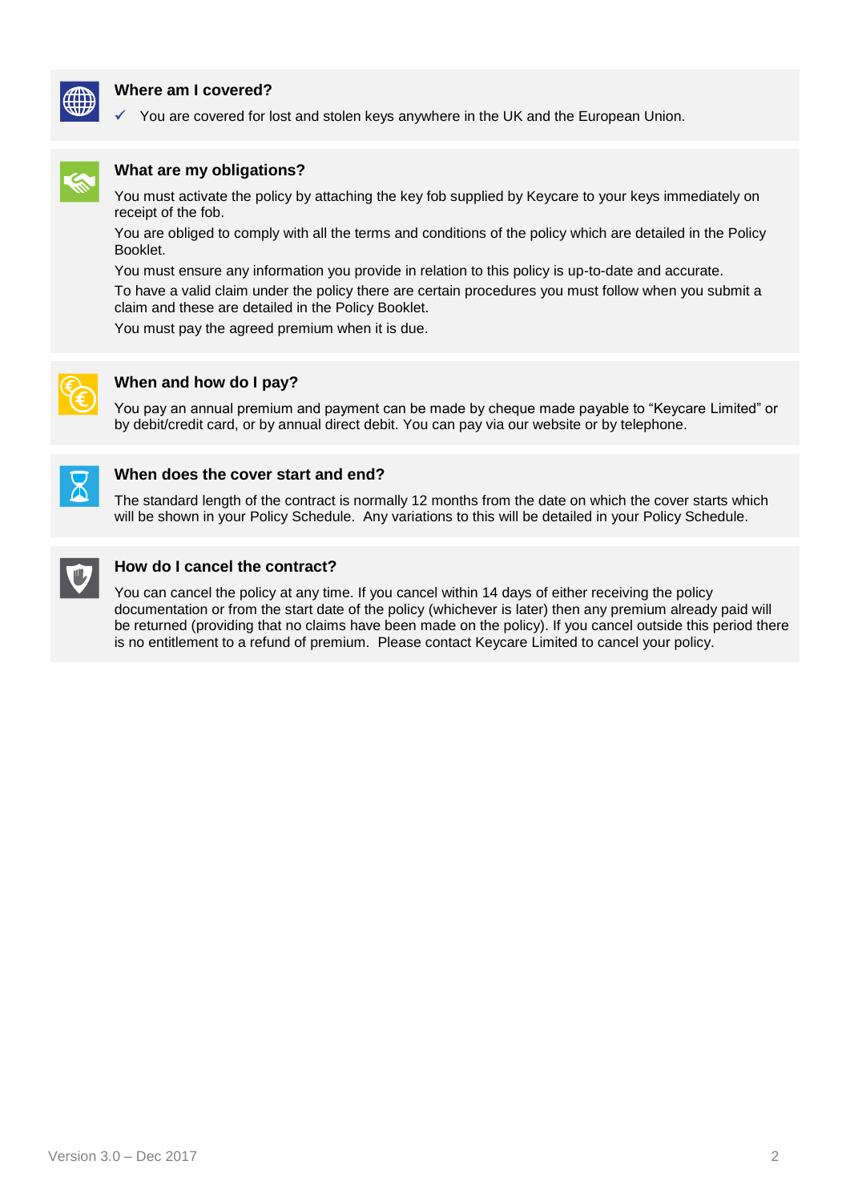### Where am I covered?

- ✓ You are covered for lost and stolen keys anywhere in the UK and the European Union.

### What are my obligations?

You must activate the policy by attaching the key fob supplied by Keycare to your keys immediately on receipt of the fob.

You are obliged to comply with all the terms and conditions of the policy which are detailed in the Policy Booklet.

You must ensure any information you provide in relation to this policy is up-to-date and accurate.

To have a valid claim under the policy there are certain procedures you must follow when you submit a claim and these are detailed in the Policy Booklet.

You must pay the agreed premium when it is due.

### When and how do I pay?

You pay an annual premium and payment can be made by cheque made payable to "Keycare Limited" or by debit/credit card, or by annual direct debit. You can pay via our website or by telephone.

### When does the cover start and end?

The standard length of the contract is normally 12 months from the date on which the cover starts which will be shown in your Policy Schedule. Any variations to this will be detailed in your Policy Schedule.

### How do I cancel the contract?

You can cancel the policy at any time. If you cancel within 14 days of either receiving the policy documentation or from the start date of the policy (whichever is later) then any premium already paid will be returned (providing that no claims have been made on the policy). If you cancel outside this period there is no entitlement to a refund of premium. Please contact Keycare Limited to cancel your policy.

Version 3.0 – Dec 2017